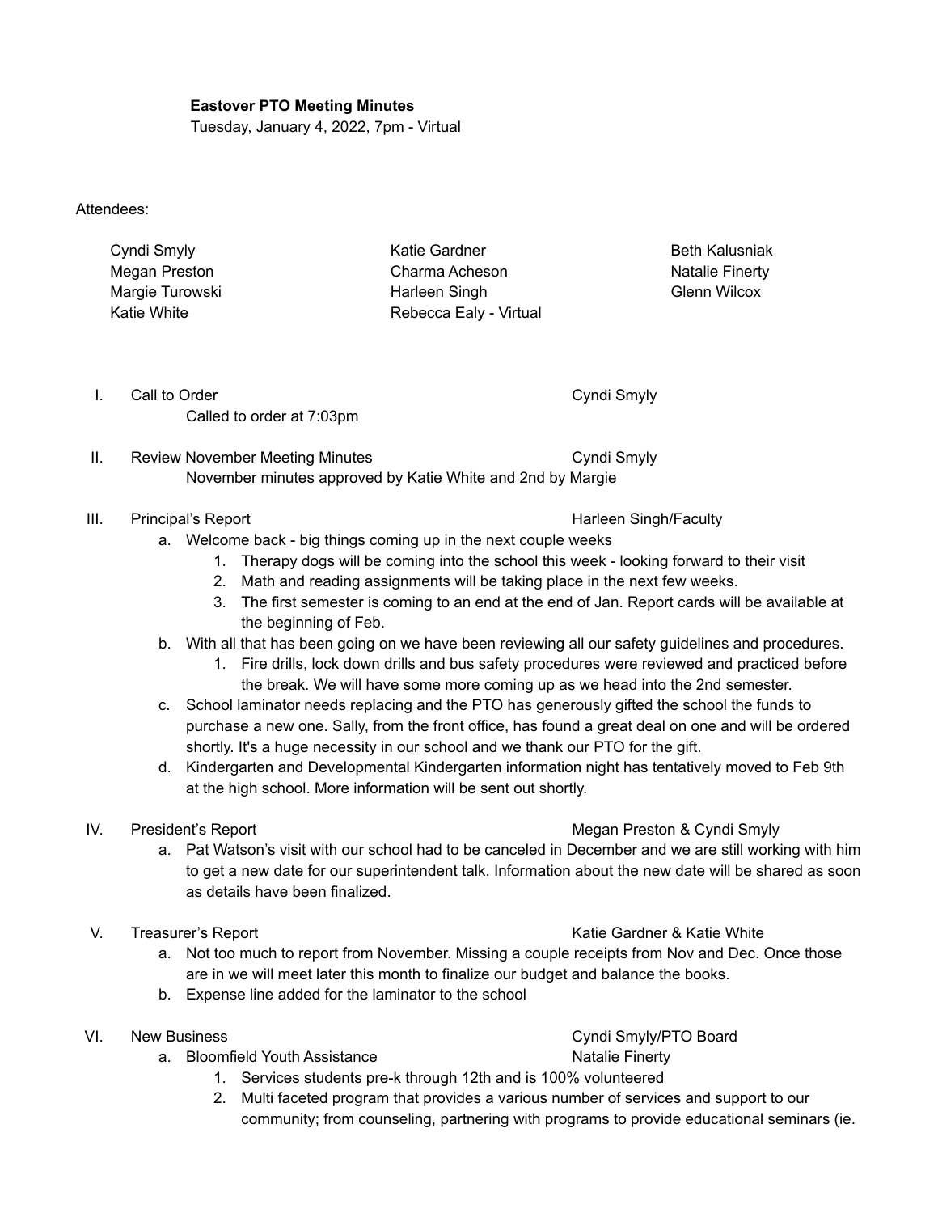**Eastover PTO Meeting Minutes**
Tuesday, January 4, 2022, 7pm - Virtual

Attendees:

| | | |
|---|---|---|
| Cyndi Smyly | Katie Gardner | Beth Kalusniak |
| Megan Preston | Charma Acheson | Natalie Finerty |
| Margie Turowski | Harleen Singh | Glenn Wilcox |
| Katie White | Rebecca Ealy - Virtual | |

I. Call to Order — Cyndi Smyly
   Called to order at 7:03pm

II. Review November Meeting Minutes — Cyndi Smyly
   November minutes approved by Katie White and 2nd by Margie

III. Principal's Report — Harleen Singh/Faculty
   a. Welcome back - big things coming up in the next couple weeks
      1. Therapy dogs will be coming into the school this week - looking forward to their visit
      2. Math and reading assignments will be taking place in the next few weeks.
      3. The first semester is coming to an end at the end of Jan. Report cards will be available at the beginning of Feb.
   b. With all that has been going on we have been reviewing all our safety guidelines and procedures.
      1. Fire drills, lock down drills and bus safety procedures were reviewed and practiced before the break. We will have some more coming up as we head into the 2nd semester.
   c. School laminator needs replacing and the PTO has generously gifted the school the funds to purchase a new one. Sally, from the front office, has found a great deal on one and will be ordered shortly. It's a huge necessity in our school and we thank our PTO for the gift.
   d. Kindergarten and Developmental Kindergarten information night has tentatively moved to Feb 9th at the high school. More information will be sent out shortly.

IV. President's Report — Megan Preston & Cyndi Smyly
   a. Pat Watson's visit with our school had to be canceled in December and we are still working with him to get a new date for our superintendent talk. Information about the new date will be shared as soon as details have been finalized.

V. Treasurer's Report — Katie Gardner & Katie White
   a. Not too much to report from November. Missing a couple receipts from Nov and Dec. Once those are in we will meet later this month to finalize our budget and balance the books.
   b. Expense line added for the laminator to the school

VI. New Business — Cyndi Smyly/PTO Board
   a. Bloomfield Youth Assistance — Natalie Finerty
      1. Services students pre-k through 12th and is 100% volunteered
      2. Multi faceted program that provides a various number of services and support to our community; from counseling, partnering with programs to provide educational seminars (ie.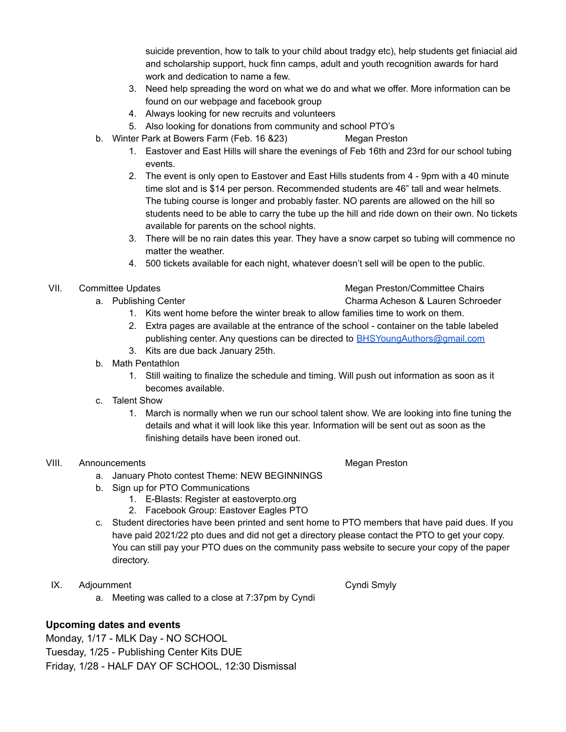suicide prevention, how to talk to your child about tradgy etc), help students get finiacial aid and scholarship support, huck finn camps, adult and youth recognition awards for hard work and dedication to name a few.

3. Need help spreading the word on what we do and what we offer. More information can be found on our webpage and facebook group
4. Always looking for new recruits and volunteers
5. Also looking for donations from community and school PTO's

b. Winter Park at Bowers Farm (Feb. 16 &23) — Megan Preston

1. Eastover and East Hills will share the evenings of Feb 16th and 23rd for our school tubing events.
2. The event is only open to Eastover and East Hills students from 4 - 9pm with a 40 minute time slot and is $14 per person. Recommended students are 46" tall and wear helmets. The tubing course is longer and probably faster. NO parents are allowed on the hill so students need to be able to carry the tube up the hill and ride down on their own. No tickets available for parents on the school nights.
3. There will be no rain dates this year. They have a snow carpet so tubing will commence no matter the weather.
4. 500 tickets available for each night, whatever doesn't sell will be open to the public.

VII. Committee Updates — Megan Preston/Committee Chairs

a. Publishing Center — Charma Acheson & Lauren Schroeder

1. Kits went home before the winter break to allow families time to work on them.
2. Extra pages are available at the entrance of the school - container on the table labeled publishing center. Any questions can be directed to BHSYoungAuthors@gmail.com
3. Kits are due back January 25th.

b. Math Pentathlon

1. Still waiting to finalize the schedule and timing. Will push out information as soon as it becomes available.

c. Talent Show

1. March is normally when we run our school talent show. We are looking into fine tuning the details and what it will look like this year. Information will be sent out as soon as the finishing details have been ironed out.

VIII. Announcements — Megan Preston

a. January Photo contest Theme: NEW BEGINNINGS

b. Sign up for PTO Communications

1. E-Blasts: Register at eastoverpto.org
2. Facebook Group: Eastover Eagles PTO

c. Student directories have been printed and sent home to PTO members that have paid dues. If you have paid 2021/22 pto dues and did not get a directory please contact the PTO to get your copy. You can still pay your PTO dues on the community pass website to secure your copy of the paper directory.

IX. Adjournment — Cyndi Smyly

a. Meeting was called to a close at 7:37pm by Cyndi

**Upcoming dates and events**

Monday, 1/17 - MLK Day - NO SCHOOL
Tuesday, 1/25 - Publishing Center Kits DUE
Friday, 1/28 - HALF DAY OF SCHOOL, 12:30 Dismissal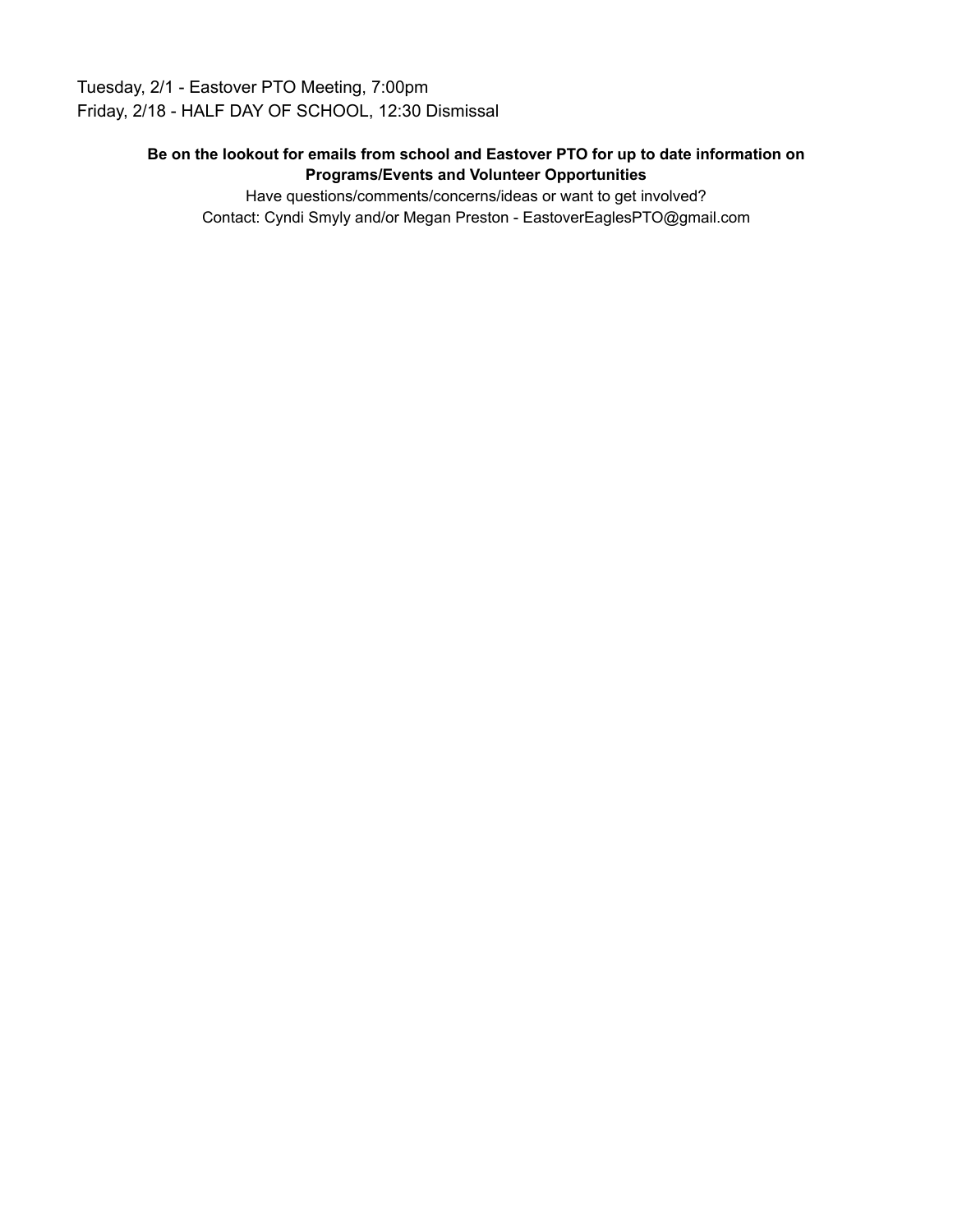Tuesday, 2/1 - Eastover PTO Meeting, 7:00pm
Friday, 2/18 - HALF DAY OF SCHOOL, 12:30 Dismissal

**Be on the lookout for emails from school and Eastover PTO for up to date information on Programs/Events and Volunteer Opportunities**

Have questions/comments/concerns/ideas or want to get involved?
Contact: Cyndi Smyly and/or Megan Preston - EastoverEaglesPTO@gmail.com